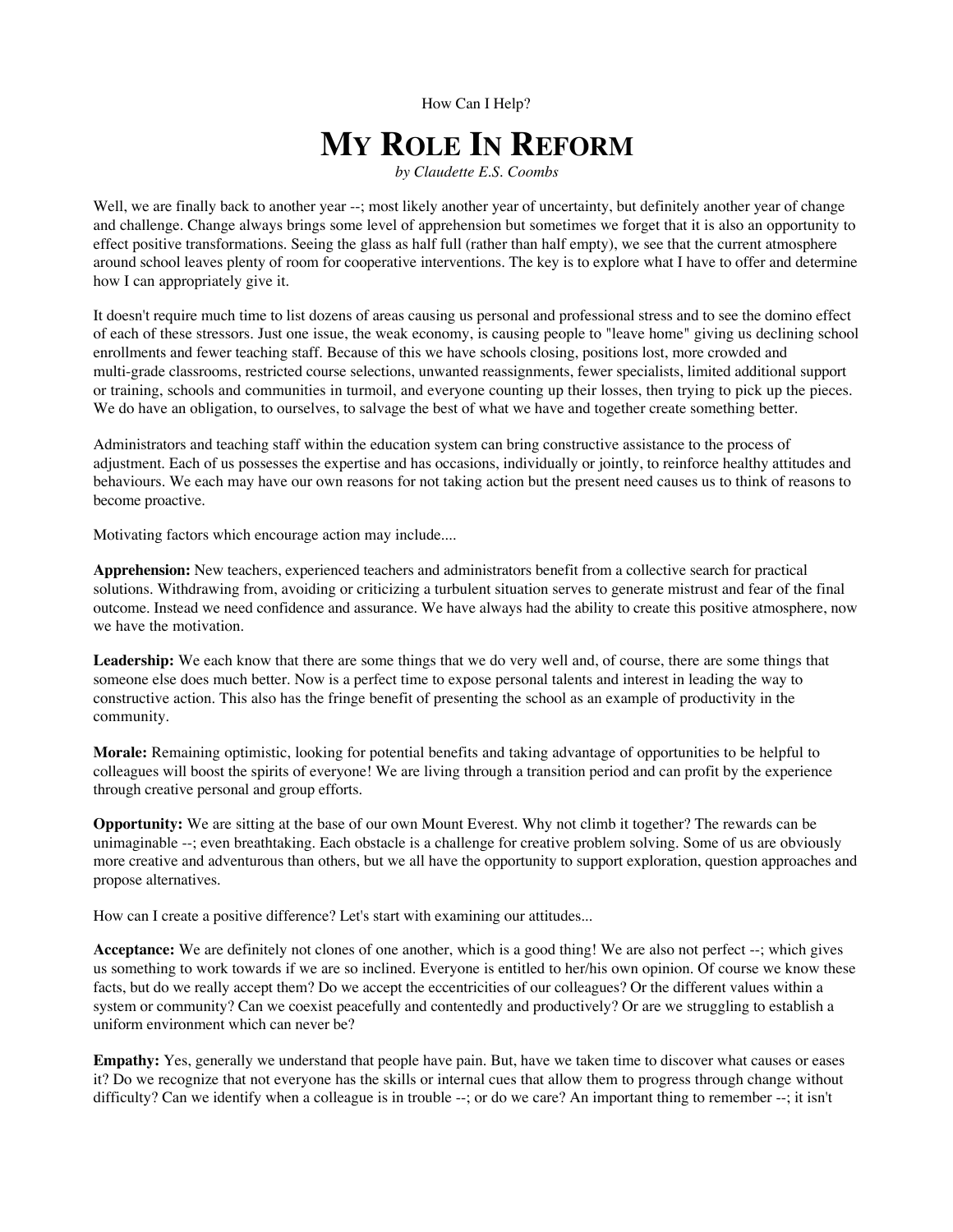How Can I Help?

# My Role In Reform

*by Claudette E.S. Coombs*

Well, we are finally back to another year --; most likely another year of uncertainty, but definitely another year of change and challenge. Change always brings some level of apprehension but sometimes we forget that it is also an opportunity to effect positive transformations. Seeing the glass as half full (rather than half empty), we see that the current atmosphere around school leaves plenty of room for cooperative interventions. The key is to explore what I have to offer and determine how I can appropriately give it.

It doesn't require much time to list dozens of areas causing us personal and professional stress and to see the domino effect of each of these stressors. Just one issue, the weak economy, is causing people to "leave home" giving us declining school enrollments and fewer teaching staff. Because of this we have schools closing, positions lost, more crowded and multi-grade classrooms, restricted course selections, unwanted reassignments, fewer specialists, limited additional support or training, schools and communities in turmoil, and everyone counting up their losses, then trying to pick up the pieces. We do have an obligation, to ourselves, to salvage the best of what we have and together create something better.

Administrators and teaching staff within the education system can bring constructive assistance to the process of adjustment. Each of us possesses the expertise and has occasions, individually or jointly, to reinforce healthy attitudes and behaviours. We each may have our own reasons for not taking action but the present need causes us to think of reasons to become proactive.

Motivating factors which encourage action may include....

**Apprehension:** New teachers, experienced teachers and administrators benefit from a collective search for practical solutions. Withdrawing from, avoiding or criticizing a turbulent situation serves to generate mistrust and fear of the final outcome. Instead we need confidence and assurance. We have always had the ability to create this positive atmosphere, now we have the motivation.

**Leadership:** We each know that there are some things that we do very well and, of course, there are some things that someone else does much better. Now is a perfect time to expose personal talents and interest in leading the way to constructive action. This also has the fringe benefit of presenting the school as an example of productivity in the community.

**Morale:** Remaining optimistic, looking for potential benefits and taking advantage of opportunities to be helpful to colleagues will boost the spirits of everyone! We are living through a transition period and can profit by the experience through creative personal and group efforts.

**Opportunity:** We are sitting at the base of our own Mount Everest. Why not climb it together? The rewards can be unimaginable --; even breathtaking. Each obstacle is a challenge for creative problem solving. Some of us are obviously more creative and adventurous than others, but we all have the opportunity to support exploration, question approaches and propose alternatives.

How can I create a positive difference? Let's start with examining our attitudes...

**Acceptance:** We are definitely not clones of one another, which is a good thing! We are also not perfect --; which gives us something to work towards if we are so inclined. Everyone is entitled to her/his own opinion. Of course we know these facts, but do we really accept them? Do we accept the eccentricities of our colleagues? Or the different values within a system or community? Can we coexist peacefully and contentedly and productively? Or are we struggling to establish a uniform environment which can never be?

**Empathy:** Yes, generally we understand that people have pain. But, have we taken time to discover what causes or eases it? Do we recognize that not everyone has the skills or internal cues that allow them to progress through change without difficulty? Can we identify when a colleague is in trouble --; or do we care? An important thing to remember --; it isn't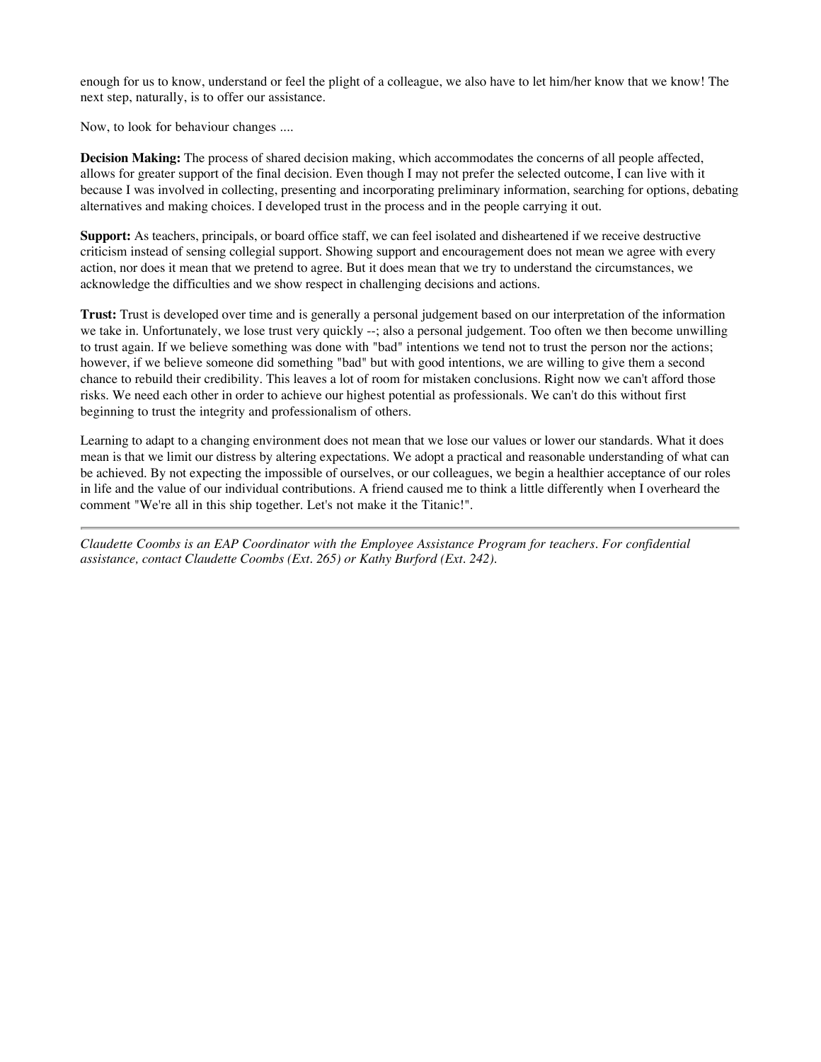enough for us to know, understand or feel the plight of a colleague, we also have to let him/her know that we know! The next step, naturally, is to offer our assistance.

Now, to look for behaviour changes ....

**Decision Making:** The process of shared decision making, which accommodates the concerns of all people affected, allows for greater support of the final decision. Even though I may not prefer the selected outcome, I can live with it because I was involved in collecting, presenting and incorporating preliminary information, searching for options, debating alternatives and making choices. I developed trust in the process and in the people carrying it out.

**Support:** As teachers, principals, or board office staff, we can feel isolated and disheartened if we receive destructive criticism instead of sensing collegial support. Showing support and encouragement does not mean we agree with every action, nor does it mean that we pretend to agree. But it does mean that we try to understand the circumstances, we acknowledge the difficulties and we show respect in challenging decisions and actions.

**Trust:** Trust is developed over time and is generally a personal judgement based on our interpretation of the information we take in. Unfortunately, we lose trust very quickly --; also a personal judgement. Too often we then become unwilling to trust again. If we believe something was done with "bad" intentions we tend not to trust the person nor the actions; however, if we believe someone did something "bad" but with good intentions, we are willing to give them a second chance to rebuild their credibility. This leaves a lot of room for mistaken conclusions. Right now we can't afford those risks. We need each other in order to achieve our highest potential as professionals. We can't do this without first beginning to trust the integrity and professionalism of others.

Learning to adapt to a changing environment does not mean that we lose our values or lower our standards. What it does mean is that we limit our distress by altering expectations. We adopt a practical and reasonable understanding of what can be achieved. By not expecting the impossible of ourselves, or our colleagues, we begin a healthier acceptance of our roles in life and the value of our individual contributions. A friend caused me to think a little differently when I overheard the comment "We're all in this ship together. Let's not make it the Titanic!".

---

*Claudette Coombs is an EAP Coordinator with the Employee Assistance Program for teachers. For confidential assistance, contact Claudette Coombs (Ext. 265) or Kathy Burford (Ext. 242).*